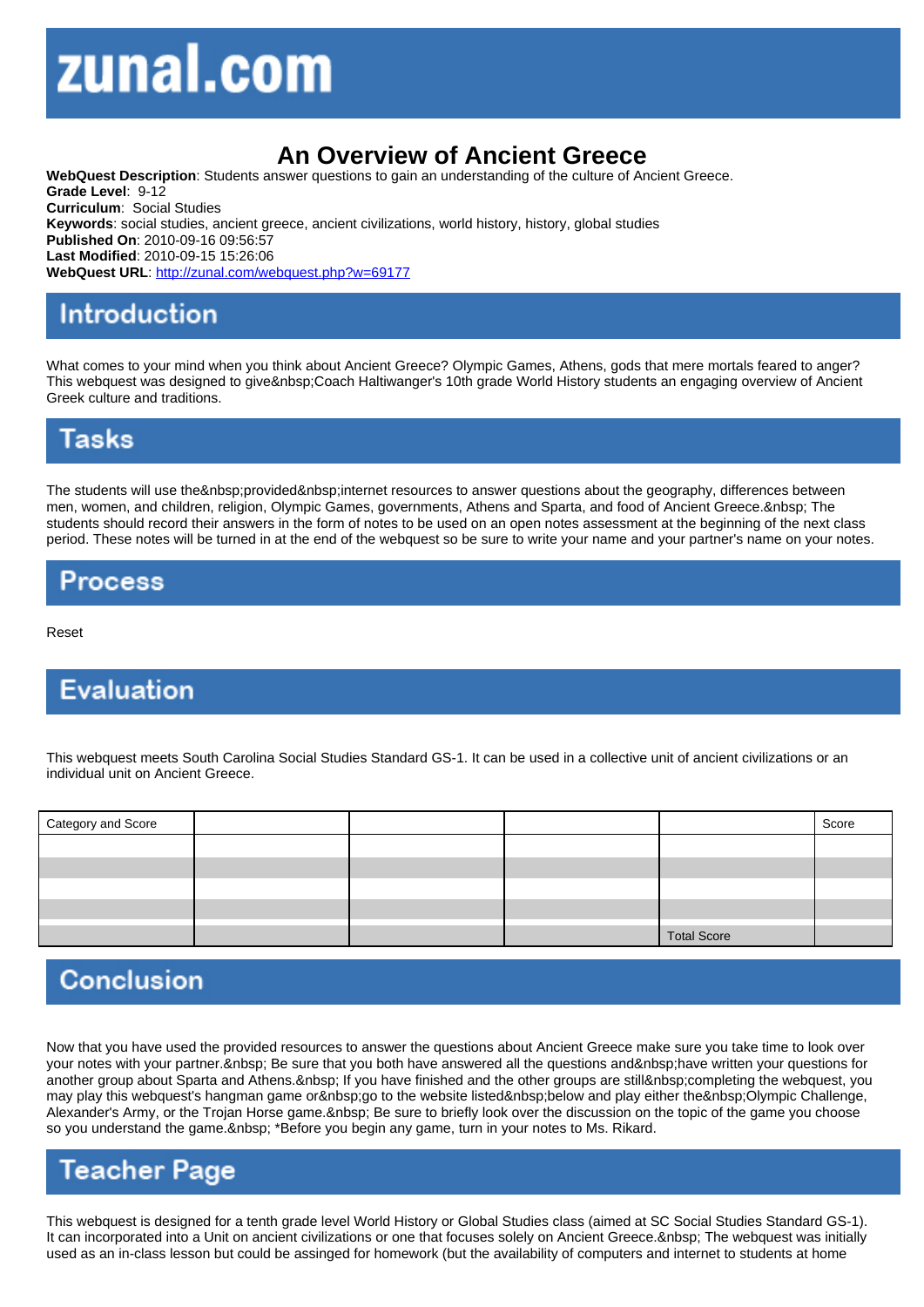zunal.com

# An Overview of Ancient Greece

**WebQuest Description**: Students answer questions to gain an understanding of the culture of Ancient Greece.
**Grade Level**: 9-12
**Curriculum**: Social Studies
**Keywords**: social studies, ancient greece, ancient civilizations, world history, history, global studies
**Published On**: 2010-09-16 09:56:57
**Last Modified**: 2010-09-15 15:26:06
**WebQuest URL**: http://zunal.com/webquest.php?w=69177

## Introduction

What comes to your mind when you think about Ancient Greece? Olympic Games, Athens, gods that mere mortals feared to anger? This webquest was designed to give&nbsp;Coach Haltiwanger's 10th grade World History students an engaging overview of Ancient Greek culture and traditions.

## Tasks

The students will use the&nbsp;provided&nbsp;internet resources to answer questions about the geography, differences between men, women, and children, religion, Olympic Games, governments, Athens and Sparta, and food of Ancient Greece.&nbsp; The students should record their answers in the form of notes to be used on an open notes assessment at the beginning of the next class period. These notes will be turned in at the end of the webquest so be sure to write your name and your partner's name on your notes.

## Process

Reset

## Evaluation

This webquest meets South Carolina Social Studies Standard GS-1. It can be used in a collective unit of ancient civilizations or an individual unit on Ancient Greece.

| Category and Score | | | | | Score |
|---|---|---|---|---|---|
| | | | | | |
| | | | | | |
| | | | | | |
| | | | | | |
| | | | | Total Score | |

## Conclusion

Now that you have used the provided resources to answer the questions about Ancient Greece make sure you take time to look over your notes with your partner.&nbsp; Be sure that you both have answered all the questions and&nbsp;have written your questions for another group about Sparta and Athens.&nbsp; If you have finished and the other groups are still&nbsp;completing the webquest, you may play this webquest's hangman game or&nbsp;go to the website listed&nbsp;below and play either the&nbsp;Olympic Challenge, Alexander's Army, or the Trojan Horse game.&nbsp; Be sure to briefly look over the discussion on the topic of the game you choose so you understand the game.&nbsp; *Before you begin any game, turn in your notes to Ms. Rikard.

## Teacher Page

This webquest is designed for a tenth grade level World History or Global Studies class (aimed at SC Social Studies Standard GS-1). It can incorporated into a Unit on ancient civilizations or one that focuses solely on Ancient Greece.&nbsp; The webquest was initially used as an in-class lesson but could be assinged for homework (but the availability of computers and internet to students at home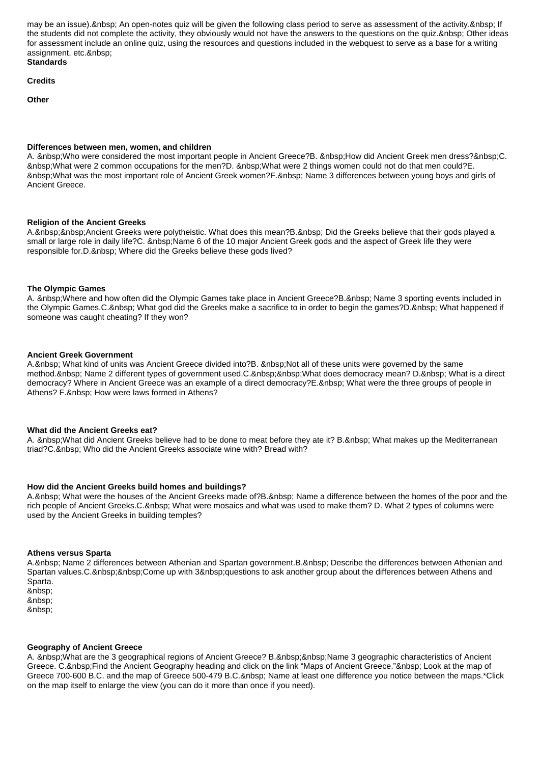may be an issue).&nbsp; An open-notes quiz will be given the following class period to serve as assessment of the activity.&nbsp; If the students did not complete the activity, they obviously would not have the answers to the questions on the quiz.&nbsp; Other ideas for assessment include an online quiz, using the resources and questions included in the webquest to serve as a base for a writing assignment, etc.&nbsp;

**Standards**

**Credits**

**Other**

**Differences between men, women, and children**

A. &nbsp;Who were considered the most important people in Ancient Greece?B. &nbsp;How did Ancient Greek men dress?&nbsp;C. &nbsp;What were 2 common occupations for the men?D. &nbsp;What were 2 things women could not do that men could?E. &nbsp;What was the most important role of Ancient Greek women?F.&nbsp; Name 3 differences between young boys and girls of Ancient Greece.

**Religion of the Ancient Greeks**

A.&nbsp;&nbsp;Ancient Greeks were polytheistic. What does this mean?B.&nbsp; Did the Greeks believe that their gods played a small or large role in daily life?C. &nbsp;Name 6 of the 10 major Ancient Greek gods and the aspect of Greek life they were responsible for.D.&nbsp; Where did the Greeks believe these gods lived?

**The Olympic Games**

A. &nbsp;Where and how often did the Olympic Games take place in Ancient Greece?B.&nbsp; Name 3 sporting events included in the Olympic Games.C.&nbsp; What god did the Greeks make a sacrifice to in order to begin the games?D.&nbsp; What happened if someone was caught cheating? If they won?

**Ancient Greek Government**

A.&nbsp; What kind of units was Ancient Greece divided into?B. &nbsp;Not all of these units were governed by the same method.&nbsp; Name 2 different types of government used.C.&nbsp;&nbsp;What does democracy mean? D.&nbsp; What is a direct democracy? Where in Ancient Greece was an example of a direct democracy?E.&nbsp; What were the three groups of people in Athens? F.&nbsp; How were laws formed in Athens?

**What did the Ancient Greeks eat?**

A. &nbsp;What did Ancient Greeks believe had to be done to meat before they ate it? B.&nbsp; What makes up the Mediterranean triad?C.&nbsp; Who did the Ancient Greeks associate wine with? Bread with?

**How did the Ancient Greeks build homes and buildings?**

A.&nbsp; What were the houses of the Ancient Greeks made of?B.&nbsp; Name a difference between the homes of the poor and the rich people of Ancient Greeks.C.&nbsp; What were mosaics and what was used to make them? D. What 2 types of columns were used by the Ancient Greeks in building temples?

**Athens versus Sparta**

A.&nbsp; Name 2 differences between Athenian and Spartan government.B.&nbsp; Describe the differences between Athenian and Spartan values.C.&nbsp;&nbsp;Come up with 3&nbsp;questions to ask another group about the differences between Athens and Sparta.
&nbsp;
&nbsp;
&nbsp;

**Geography of Ancient Greece**

A. &nbsp;What are the 3 geographical regions of Ancient Greece? B.&nbsp;&nbsp;Name 3 geographic characteristics of Ancient Greece. C.&nbsp;Find the Ancient Geography heading and click on the link "Maps of Ancient Greece."&nbsp; Look at the map of Greece 700-600 B.C. and the map of Greece 500-479 B.C.&nbsp; Name at least one difference you notice between the maps.*Click on the map itself to enlarge the view (you can do it more than once if you need).